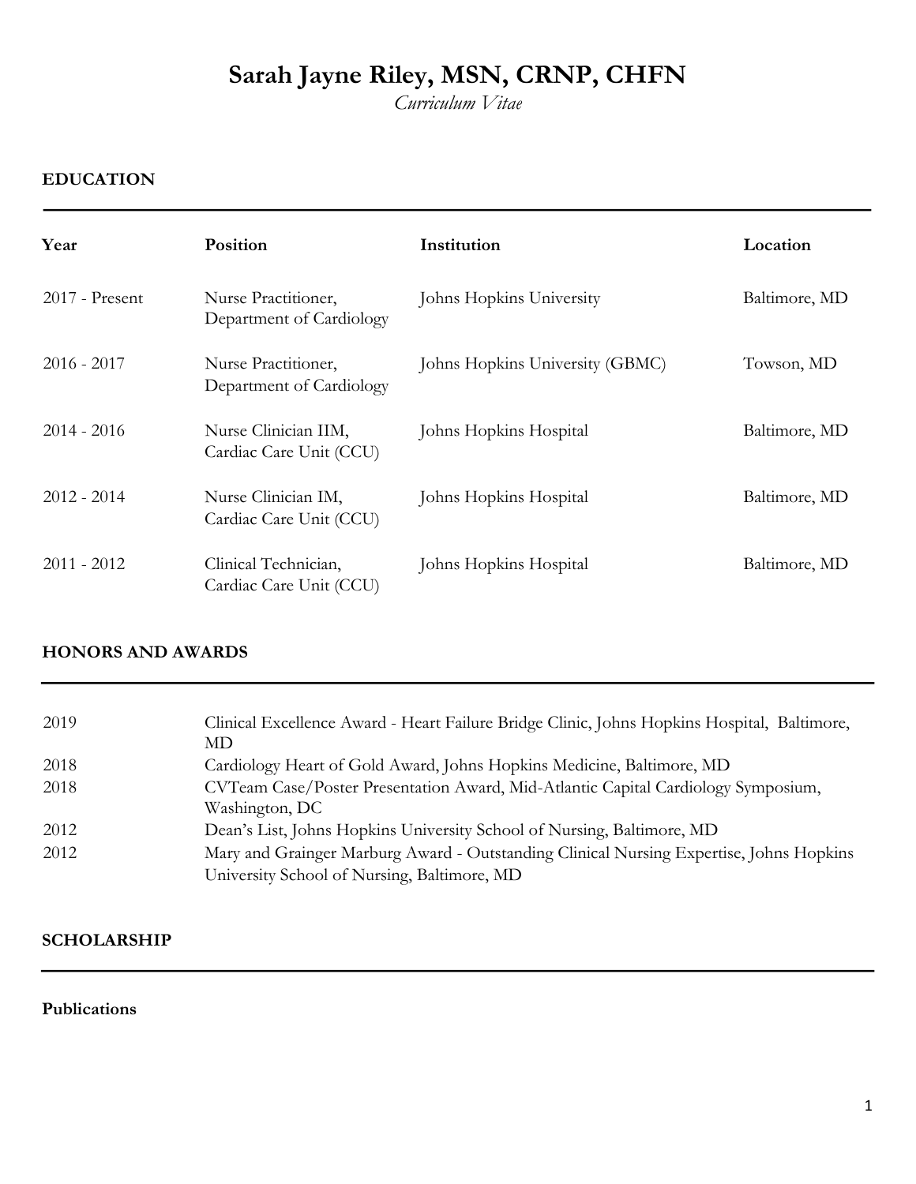# Sarah Jayne Riley, MSN, CRNP, CHFN

*Curriculum Vitae*

## EDUCATION

| Year | Position | Institution | Location |
| --- | --- | --- | --- |
| 2017 - Present | Nurse Practitioner, Department of Cardiology | Johns Hopkins University | Baltimore, MD |
| 2016 - 2017 | Nurse Practitioner, Department of Cardiology | Johns Hopkins University (GBMC) | Towson, MD |
| 2014 - 2016 | Nurse Clinician IIM, Cardiac Care Unit (CCU) | Johns Hopkins Hospital | Baltimore, MD |
| 2012 - 2014 | Nurse Clinician IM, Cardiac Care Unit (CCU) | Johns Hopkins Hospital | Baltimore, MD |
| 2011 - 2012 | Clinical Technician, Cardiac Care Unit (CCU) | Johns Hopkins Hospital | Baltimore, MD |

## HONORS AND AWARDS

| | |
| --- | --- |
| 2019 | Clinical Excellence Award - Heart Failure Bridge Clinic, Johns Hopkins Hospital, Baltimore, MD |
| 2018 | Cardiology Heart of Gold Award, Johns Hopkins Medicine, Baltimore, MD |
| 2018 | CVTeam Case/Poster Presentation Award, Mid-Atlantic Capital Cardiology Symposium, Washington, DC |
| 2012 | Dean's List, Johns Hopkins University School of Nursing, Baltimore, MD |
| 2012 | Mary and Grainger Marburg Award - Outstanding Clinical Nursing Expertise, Johns Hopkins University School of Nursing, Baltimore, MD |

## SCHOLARSHIP

### Publications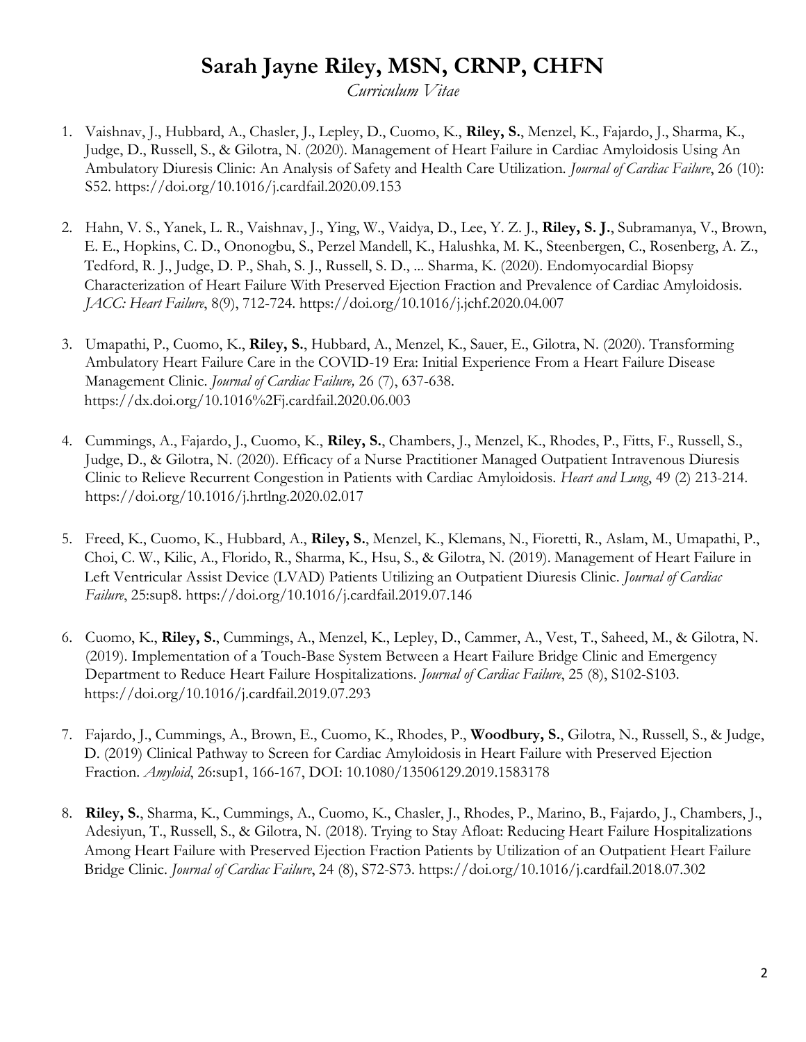# Sarah Jayne Riley, MSN, CRNP, CHFN

*Curriculum Vitae*

1. Vaishnav, J., Hubbard, A., Chasler, J., Lepley, D., Cuomo, K., **Riley, S.**, Menzel, K., Fajardo, J., Sharma, K., Judge, D., Russell, S., & Gilotra, N. (2020). Management of Heart Failure in Cardiac Amyloidosis Using An Ambulatory Diuresis Clinic: An Analysis of Safety and Health Care Utilization. *Journal of Cardiac Failure*, 26 (10): S52. https://doi.org/10.1016/j.cardfail.2020.09.153

2. Hahn, V. S., Yanek, L. R., Vaishnav, J., Ying, W., Vaidya, D., Lee, Y. Z. J., **Riley, S. J.**, Subramanya, V., Brown, E. E., Hopkins, C. D., Ononogbu, S., Perzel Mandell, K., Halushka, M. K., Steenbergen, C., Rosenberg, A. Z., Tedford, R. J., Judge, D. P., Shah, S. J., Russell, S. D., ... Sharma, K. (2020). Endomyocardial Biopsy Characterization of Heart Failure With Preserved Ejection Fraction and Prevalence of Cardiac Amyloidosis. *JACC: Heart Failure*, 8(9), 712-724. https://doi.org/10.1016/j.jchf.2020.04.007

3. Umapathi, P., Cuomo, K., **Riley, S.**, Hubbard, A., Menzel, K., Sauer, E., Gilotra, N. (2020). Transforming Ambulatory Heart Failure Care in the COVID-19 Era: Initial Experience From a Heart Failure Disease Management Clinic. *Journal of Cardiac Failure,* 26 (7), 637-638. https://dx.doi.org/10.1016%2Fj.cardfail.2020.06.003

4. Cummings, A., Fajardo, J., Cuomo, K., **Riley, S.**, Chambers, J., Menzel, K., Rhodes, P., Fitts, F., Russell, S., Judge, D., & Gilotra, N. (2020). Efficacy of a Nurse Practitioner Managed Outpatient Intravenous Diuresis Clinic to Relieve Recurrent Congestion in Patients with Cardiac Amyloidosis. *Heart and Lung*, 49 (2) 213-214. https://doi.org/10.1016/j.hrtlng.2020.02.017

5. Freed, K., Cuomo, K., Hubbard, A., **Riley, S.**, Menzel, K., Klemans, N., Fioretti, R., Aslam, M., Umapathi, P., Choi, C. W., Kilic, A., Florido, R., Sharma, K., Hsu, S., & Gilotra, N. (2019). Management of Heart Failure in Left Ventricular Assist Device (LVAD) Patients Utilizing an Outpatient Diuresis Clinic. *Journal of Cardiac Failure*, 25:sup8. https://doi.org/10.1016/j.cardfail.2019.07.146

6. Cuomo, K., **Riley, S.**, Cummings, A., Menzel, K., Lepley, D., Cammer, A., Vest, T., Saheed, M., & Gilotra, N. (2019). Implementation of a Touch-Base System Between a Heart Failure Bridge Clinic and Emergency Department to Reduce Heart Failure Hospitalizations. *Journal of Cardiac Failure*, 25 (8), S102-S103. https://doi.org/10.1016/j.cardfail.2019.07.293

7. Fajardo, J., Cummings, A., Brown, E., Cuomo, K., Rhodes, P., **Woodbury, S.**, Gilotra, N., Russell, S., & Judge, D. (2019) Clinical Pathway to Screen for Cardiac Amyloidosis in Heart Failure with Preserved Ejection Fraction. *Amyloid*, 26:sup1, 166-167, DOI: 10.1080/13506129.2019.1583178

8. **Riley, S.**, Sharma, K., Cummings, A., Cuomo, K., Chasler, J., Rhodes, P., Marino, B., Fajardo, J., Chambers, J., Adesiyun, T., Russell, S., & Gilotra, N. (2018). Trying to Stay Afloat: Reducing Heart Failure Hospitalizations Among Heart Failure with Preserved Ejection Fraction Patients by Utilization of an Outpatient Heart Failure Bridge Clinic. *Journal of Cardiac Failure*, 24 (8), S72-S73. https://doi.org/10.1016/j.cardfail.2018.07.302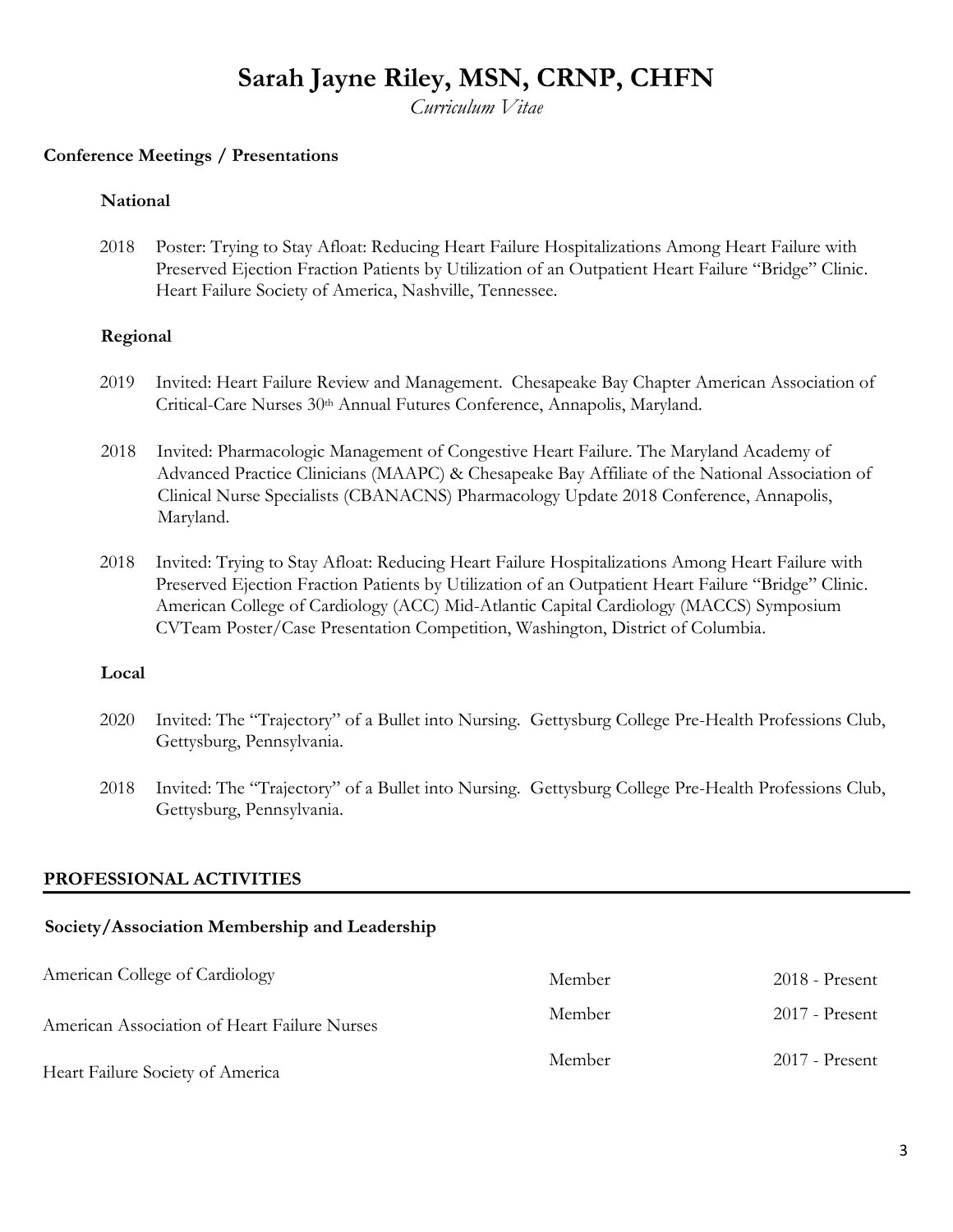# Sarah Jayne Riley, MSN, CRNP, CHFN

*Curriculum Vitae*

**Conference Meetings / Presentations**

**National**

2018 Poster: Trying to Stay Afloat: Reducing Heart Failure Hospitalizations Among Heart Failure with Preserved Ejection Fraction Patients by Utilization of an Outpatient Heart Failure "Bridge" Clinic. Heart Failure Society of America, Nashville, Tennessee.

**Regional**

2019 Invited: Heart Failure Review and Management. Chesapeake Bay Chapter American Association of Critical-Care Nurses 30th Annual Futures Conference, Annapolis, Maryland.

2018 Invited: Pharmacologic Management of Congestive Heart Failure. The Maryland Academy of Advanced Practice Clinicians (MAAPC) & Chesapeake Bay Affiliate of the National Association of Clinical Nurse Specialists (CBANACNS) Pharmacology Update 2018 Conference, Annapolis, Maryland.

2018 Invited: Trying to Stay Afloat: Reducing Heart Failure Hospitalizations Among Heart Failure with Preserved Ejection Fraction Patients by Utilization of an Outpatient Heart Failure "Bridge" Clinic. American College of Cardiology (ACC) Mid-Atlantic Capital Cardiology (MACCS) Symposium CVTeam Poster/Case Presentation Competition, Washington, District of Columbia.

**Local**

2020 Invited: The "Trajectory" of a Bullet into Nursing. Gettysburg College Pre-Health Professions Club, Gettysburg, Pennsylvania.

2018 Invited: The "Trajectory" of a Bullet into Nursing. Gettysburg College Pre-Health Professions Club, Gettysburg, Pennsylvania.

## PROFESSIONAL ACTIVITIES

**Society/Association Membership and Leadership**

| | | |
|---|---|---|
| American College of Cardiology | Member | 2018 - Present |
| American Association of Heart Failure Nurses | Member | 2017 - Present |
| Heart Failure Society of America | Member | 2017 - Present |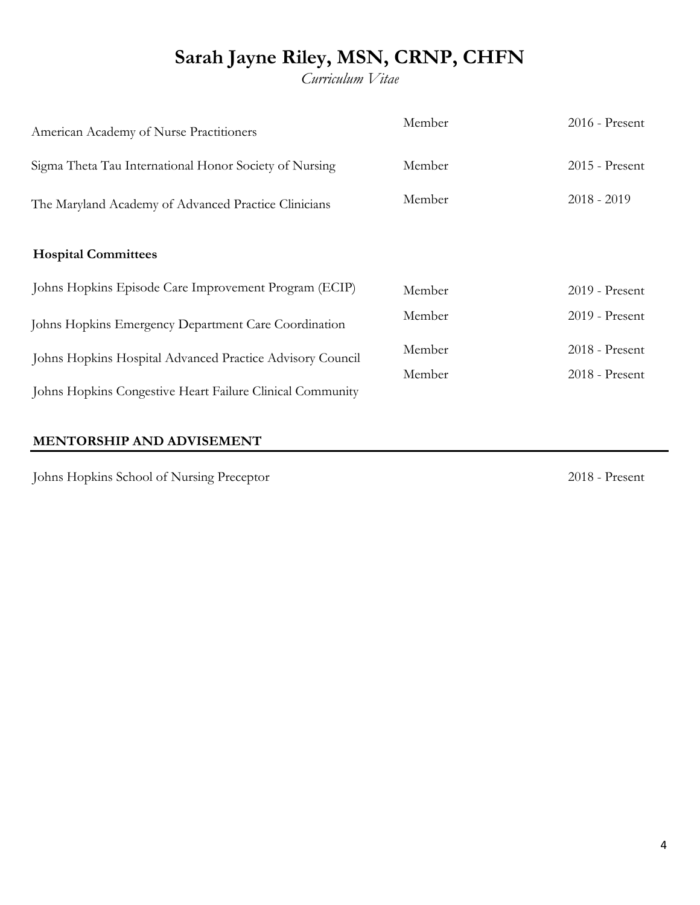# Sarah Jayne Riley, MSN, CRNP, CHFN

*Curriculum Vitae*

| | | |
|---|---|---|
| American Academy of Nurse Practitioners | Member | 2016 - Present |
| Sigma Theta Tau International Honor Society of Nursing | Member | 2015 - Present |
| The Maryland Academy of Advanced Practice Clinicians | Member | 2018 - 2019 |

**Hospital Committees**

| | | |
|---|---|---|
| Johns Hopkins Episode Care Improvement Program (ECIP) | Member | 2019 - Present |
| Johns Hopkins Emergency Department Care Coordination | Member | 2019 - Present |
| Johns Hopkins Hospital Advanced Practice Advisory Council | Member | 2018 - Present |
| Johns Hopkins Congestive Heart Failure Clinical Community | Member | 2018 - Present |

## MENTORSHIP AND ADVISEMENT

| | |
|---|---|
| Johns Hopkins School of Nursing Preceptor | 2018 - Present |